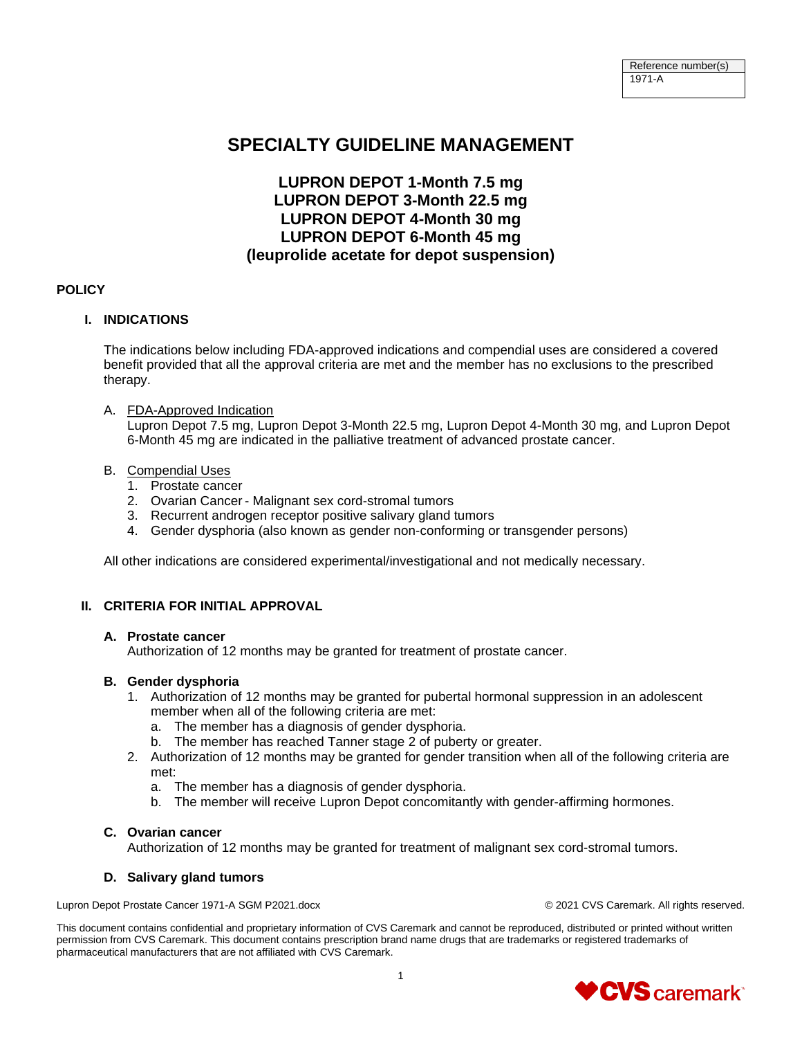| Reference number(s) |
| --- |
| 1971-A |

# SPECIALTY GUIDELINE MANAGEMENT

## LUPRON DEPOT 1-Month 7.5 mg
## LUPRON DEPOT 3-Month 22.5 mg
## LUPRON DEPOT 4-Month 30 mg
## LUPRON DEPOT 6-Month 45 mg
## (leuprolide acetate for depot suspension)

### POLICY

### I. INDICATIONS

The indications below including FDA-approved indications and compendial uses are considered a covered benefit provided that all the approval criteria are met and the member has no exclusions to the prescribed therapy.

A. FDA-Approved Indication
Lupron Depot 7.5 mg, Lupron Depot 3-Month 22.5 mg, Lupron Depot 4-Month 30 mg, and Lupron Depot 6-Month 45 mg are indicated in the palliative treatment of advanced prostate cancer.

B. Compendial Uses
1. Prostate cancer
2. Ovarian Cancer - Malignant sex cord-stromal tumors
3. Recurrent androgen receptor positive salivary gland tumors
4. Gender dysphoria (also known as gender non-conforming or transgender persons)

All other indications are considered experimental/investigational and not medically necessary.

### II. CRITERIA FOR INITIAL APPROVAL

**A. Prostate cancer**
Authorization of 12 months may be granted for treatment of prostate cancer.

**B. Gender dysphoria**
1. Authorization of 12 months may be granted for pubertal hormonal suppression in an adolescent member when all of the following criteria are met:
   a. The member has a diagnosis of gender dysphoria.
   b. The member has reached Tanner stage 2 of puberty or greater.
2. Authorization of 12 months may be granted for gender transition when all of the following criteria are met:
   a. The member has a diagnosis of gender dysphoria.
   b. The member will receive Lupron Depot concomitantly with gender-affirming hormones.

**C. Ovarian cancer**
Authorization of 12 months may be granted for treatment of malignant sex cord-stromal tumors.

**D. Salivary gland tumors**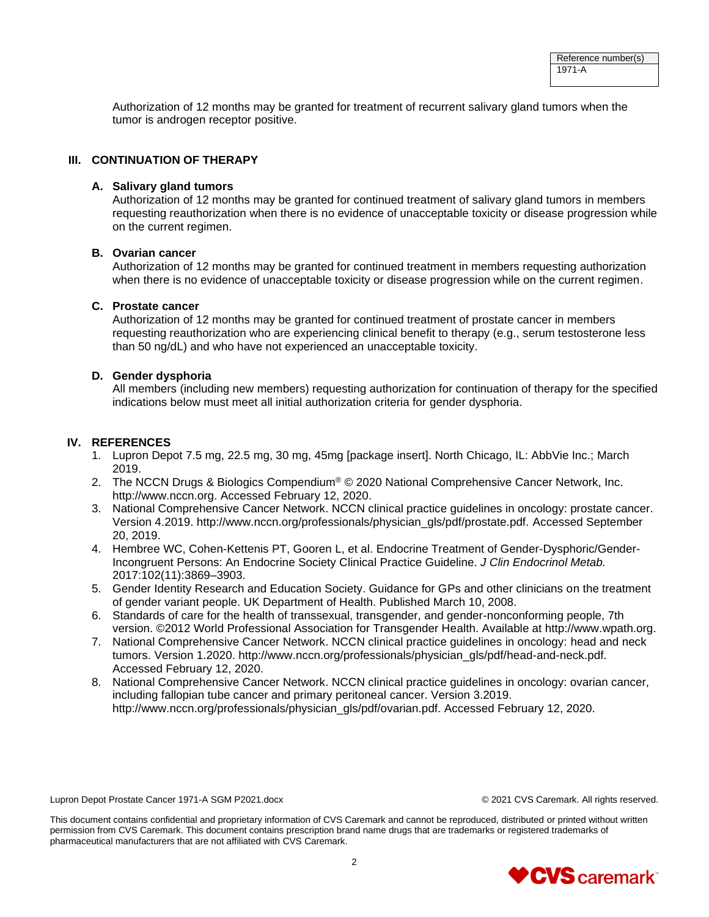Authorization of 12 months may be granted for treatment of recurrent salivary gland tumors when the tumor is androgen receptor positive.

## III. CONTINUATION OF THERAPY

### A. Salivary gland tumors

Authorization of 12 months may be granted for continued treatment of salivary gland tumors in members requesting reauthorization when there is no evidence of unacceptable toxicity or disease progression while on the current regimen.

### B. Ovarian cancer

Authorization of 12 months may be granted for continued treatment in members requesting authorization when there is no evidence of unacceptable toxicity or disease progression while on the current regimen.

### C. Prostate cancer

Authorization of 12 months may be granted for continued treatment of prostate cancer in members requesting reauthorization who are experiencing clinical benefit to therapy (e.g., serum testosterone less than 50 ng/dL) and who have not experienced an unacceptable toxicity.

### D. Gender dysphoria

All members (including new members) requesting authorization for continuation of therapy for the specified indications below must meet all initial authorization criteria for gender dysphoria.

## IV. REFERENCES

1. Lupron Depot 7.5 mg, 22.5 mg, 30 mg, 45mg [package insert]. North Chicago, IL: AbbVie Inc.; March 2019.
2. The NCCN Drugs & Biologics Compendium® © 2020 National Comprehensive Cancer Network, Inc. http://www.nccn.org. Accessed February 12, 2020.
3. National Comprehensive Cancer Network. NCCN clinical practice guidelines in oncology: prostate cancer. Version 4.2019. http://www.nccn.org/professionals/physician_gls/pdf/prostate.pdf. Accessed September 20, 2019.
4. Hembree WC, Cohen-Kettenis PT, Gooren L, et al. Endocrine Treatment of Gender-Dysphoric/Gender-Incongruent Persons: An Endocrine Society Clinical Practice Guideline. *J Clin Endocrinol Metab.* 2017:102(11):3869–3903.
5. Gender Identity Research and Education Society. Guidance for GPs and other clinicians on the treatment of gender variant people. UK Department of Health. Published March 10, 2008.
6. Standards of care for the health of transsexual, transgender, and gender-nonconforming people, 7th version. ©2012 World Professional Association for Transgender Health. Available at http://www.wpath.org.
7. National Comprehensive Cancer Network. NCCN clinical practice guidelines in oncology: head and neck tumors. Version 1.2020. http://www.nccn.org/professionals/physician_gls/pdf/head-and-neck.pdf. Accessed February 12, 2020.
8. National Comprehensive Cancer Network. NCCN clinical practice guidelines in oncology: ovarian cancer, including fallopian tube cancer and primary peritoneal cancer. Version 3.2019. http://www.nccn.org/professionals/physician_gls/pdf/ovarian.pdf. Accessed February 12, 2020.